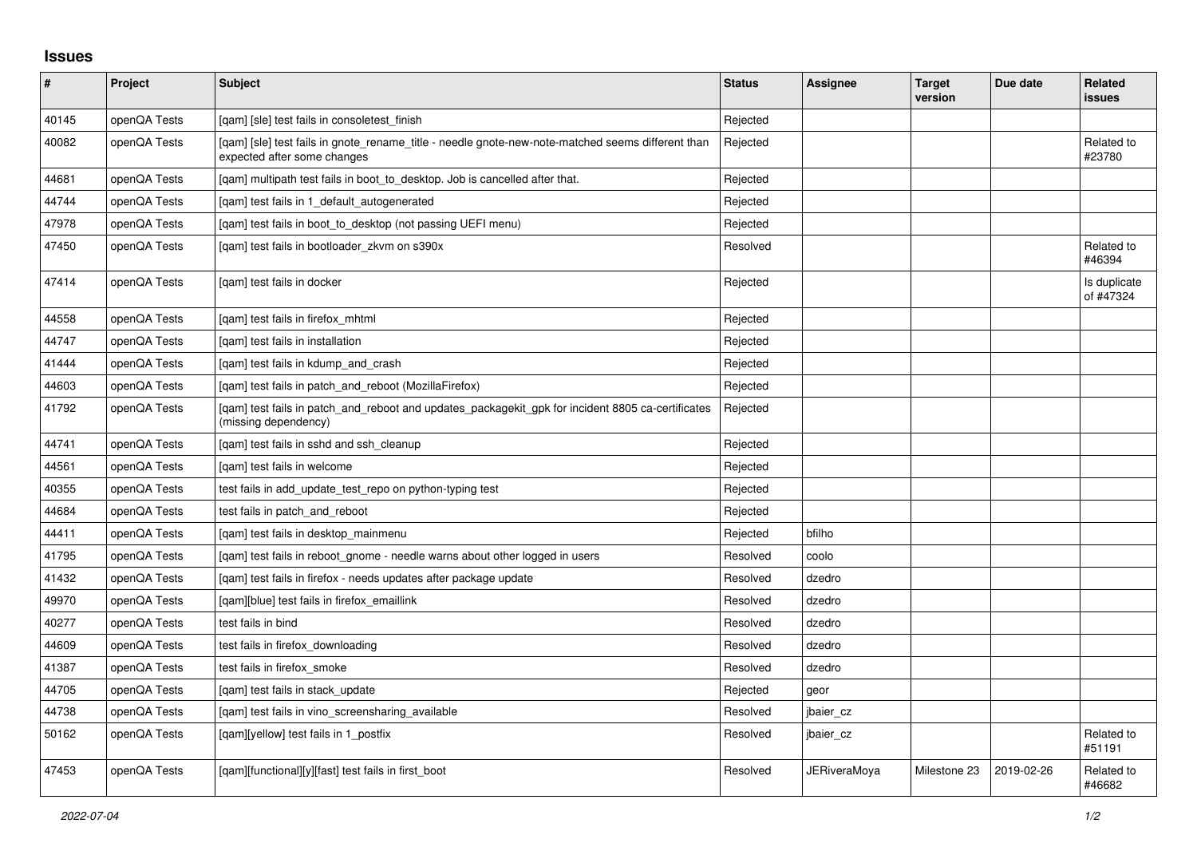## Issues

| # | Project | Subject | Status | Assignee | Target version | Due date | Related issues |
|---|---|---|---|---|---|---|---|
| 40145 | openQA Tests | [qam] [sle] test fails in consoletest_finish | Rejected | | | | |
| 40082 | openQA Tests | [qam] [sle] test fails in gnote_rename_title - needle gnote-new-note-matched seems different than expected after some changes | Rejected | | | | Related to #23780 |
| 44681 | openQA Tests | [qam] multipath test fails in boot_to_desktop. Job is cancelled after that. | Rejected | | | | |
| 44744 | openQA Tests | [qam] test fails in 1_default_autogenerated | Rejected | | | | |
| 47978 | openQA Tests | [qam] test fails in boot_to_desktop (not passing UEFI menu) | Rejected | | | | |
| 47450 | openQA Tests | [qam] test fails in bootloader_zkvm on s390x | Resolved | | | | Related to #46394 |
| 47414 | openQA Tests | [qam] test fails in docker | Rejected | | | | Is duplicate of #47324 |
| 44558 | openQA Tests | [qam] test fails in firefox_mhtml | Rejected | | | | |
| 44747 | openQA Tests | [qam] test fails in installation | Rejected | | | | |
| 41444 | openQA Tests | [qam] test fails in kdump_and_crash | Rejected | | | | |
| 44603 | openQA Tests | [qam] test fails in patch_and_reboot (MozillaFirefox) | Rejected | | | | |
| 41792 | openQA Tests | [qam] test fails in patch_and_reboot and updates_packagekit_gpk for incident 8805 ca-certificates (missing dependency) | Rejected | | | | |
| 44741 | openQA Tests | [qam] test fails in sshd and ssh_cleanup | Rejected | | | | |
| 44561 | openQA Tests | [qam] test fails in welcome | Rejected | | | | |
| 40355 | openQA Tests | test fails in add_update_test_repo on python-typing test | Rejected | | | | |
| 44684 | openQA Tests | test fails in patch_and_reboot | Rejected | | | | |
| 44411 | openQA Tests | [qam] test fails in desktop_mainmenu | Rejected | bfilho | | | |
| 41795 | openQA Tests | [qam] test fails in reboot_gnome - needle warns about other logged in users | Resolved | coolo | | | |
| 41432 | openQA Tests | [qam] test fails in firefox - needs updates after package update | Resolved | dzedro | | | |
| 49970 | openQA Tests | [qam][blue] test fails in firefox_emaillink | Resolved | dzedro | | | |
| 40277 | openQA Tests | test fails in bind | Resolved | dzedro | | | |
| 44609 | openQA Tests | test fails in firefox_downloading | Resolved | dzedro | | | |
| 41387 | openQA Tests | test fails in firefox_smoke | Resolved | dzedro | | | |
| 44705 | openQA Tests | [qam] test fails in stack_update | Rejected | geor | | | |
| 44738 | openQA Tests | [qam] test fails in vino_screensharing_available | Resolved | jbaier_cz | | | |
| 50162 | openQA Tests | [qam][yellow] test fails in 1_postfix | Resolved | jbaier_cz | | | Related to #51191 |
| 47453 | openQA Tests | [qam][functional][y][fast] test fails in first_boot | Resolved | JERiveraMoya | Milestone 23 | 2019-02-26 | Related to #46682 |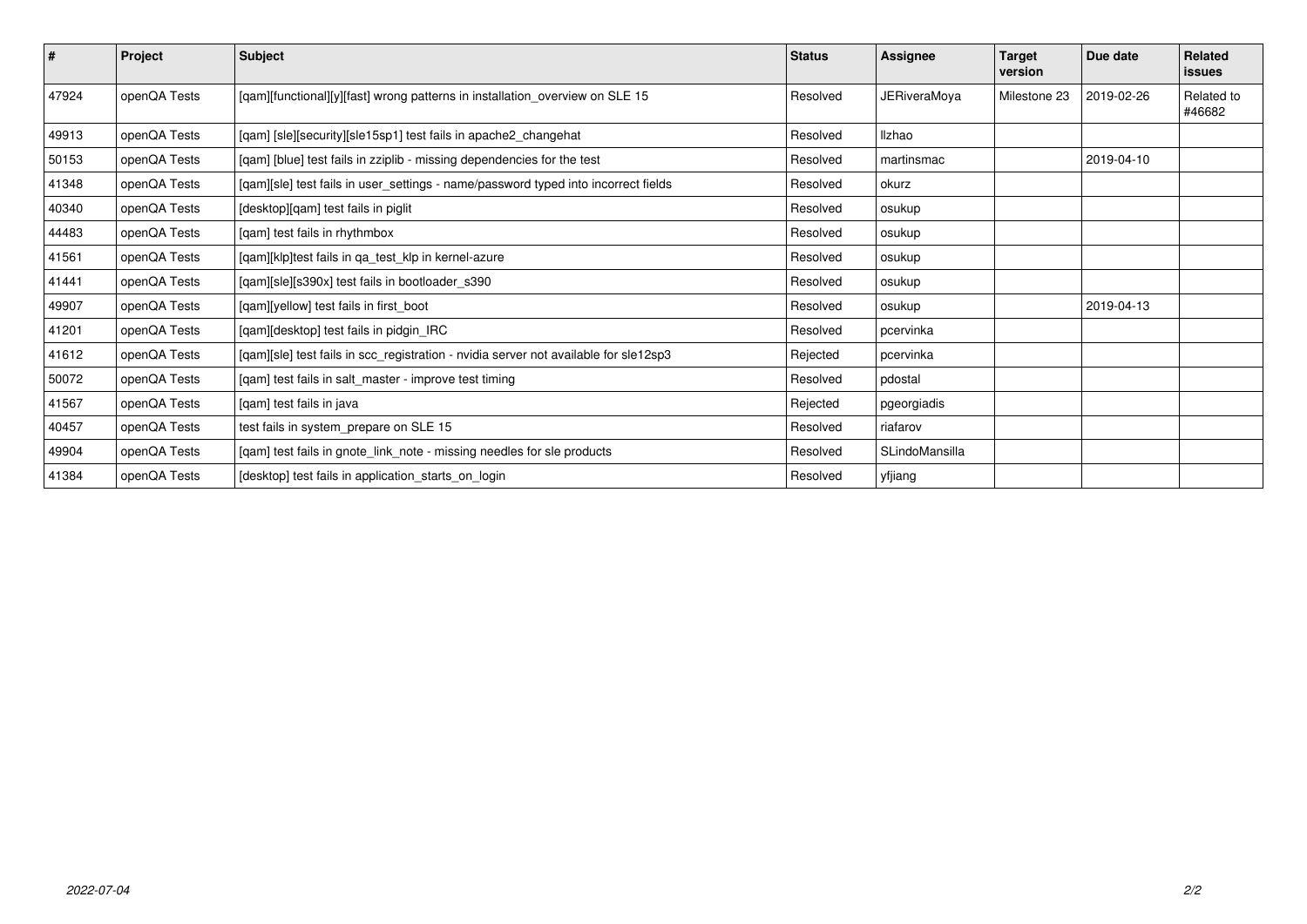| # | Project | Subject | Status | Assignee | Target version | Due date | Related issues |
|---|---|---|---|---|---|---|---|
| 47924 | openQA Tests | [qam][functional][y][fast] wrong patterns in installation_overview on SLE 15 | Resolved | JERiveraMoya | Milestone 23 | 2019-02-26 | Related to #46682 |
| 49913 | openQA Tests | [qam] [sle][security][sle15sp1] test fails in apache2_changehat | Resolved | llzhao | | | |
| 50153 | openQA Tests | [qam] [blue] test fails in zziplib - missing dependencies for the test | Resolved | martinsmac | | 2019-04-10 | |
| 41348 | openQA Tests | [qam][sle] test fails in user_settings - name/password typed into incorrect fields | Resolved | okurz | | | |
| 40340 | openQA Tests | [desktop][qam] test fails in piglit | Resolved | osukup | | | |
| 44483 | openQA Tests | [qam] test fails in rhythmbox | Resolved | osukup | | | |
| 41561 | openQA Tests | [qam][klp]test fails in qa_test_klp in kernel-azure | Resolved | osukup | | | |
| 41441 | openQA Tests | [qam][sle][s390x] test fails in bootloader_s390 | Resolved | osukup | | | |
| 49907 | openQA Tests | [qam][yellow] test fails in first_boot | Resolved | osukup | | 2019-04-13 | |
| 41201 | openQA Tests | [qam][desktop] test fails in pidgin_IRC | Resolved | pcervinka | | | |
| 41612 | openQA Tests | [qam][sle] test fails in scc_registration - nvidia server not available for sle12sp3 | Rejected | pcervinka | | | |
| 50072 | openQA Tests | [qam] test fails in salt_master - improve test timing | Resolved | pdostal | | | |
| 41567 | openQA Tests | [qam] test fails in java | Rejected | pgeorgiadis | | | |
| 40457 | openQA Tests | test fails in system_prepare on SLE 15 | Resolved | riafarov | | | |
| 49904 | openQA Tests | [qam] test fails in gnote_link_note - missing needles for sle products | Resolved | SLindoMansilla | | | |
| 41384 | openQA Tests | [desktop] test fails in application_starts_on_login | Resolved | yfjiang | | | |